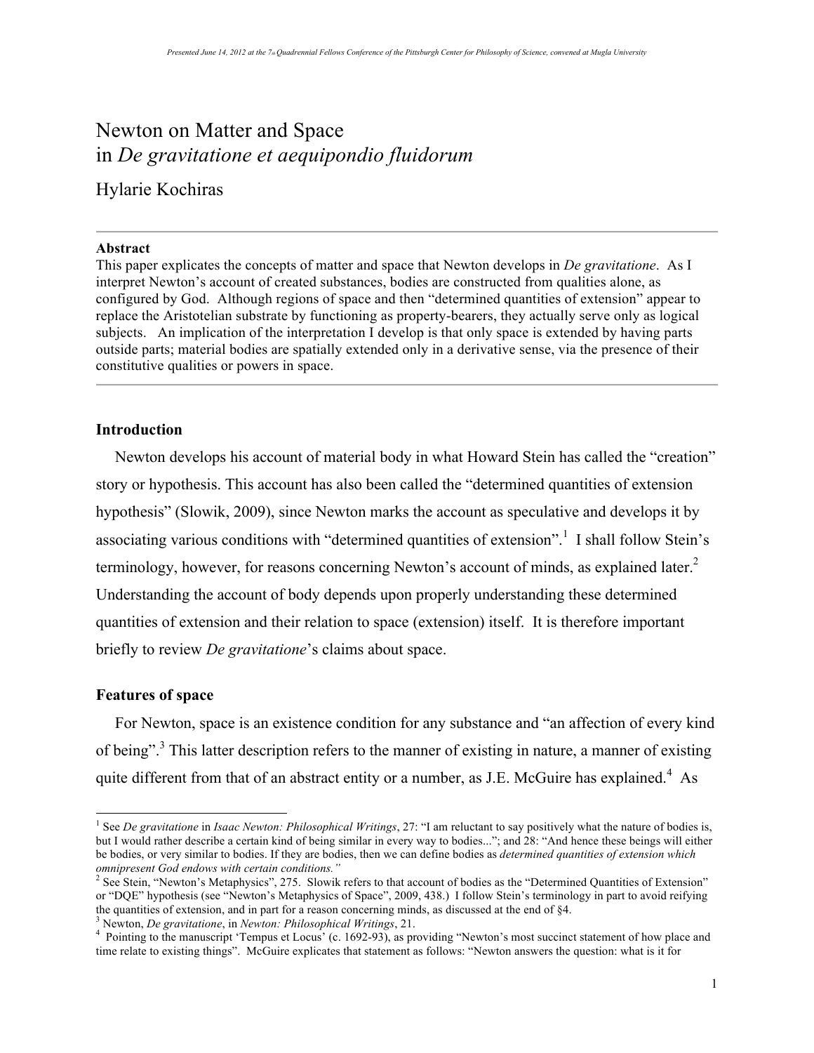Presented June 14, 2012 at the 7th Quadrennial Fellows Conference of the Pittsburgh Center for Philosophy of Science, convened at Mugla University

# Newton on Matter and Space in *De gravitatione et aequipondio fluidorum*

Hylarie Kochiras

**Abstract**

This paper explicates the concepts of matter and space that Newton develops in *De gravitatione*. As I interpret Newton's account of created substances, bodies are constructed from qualities alone, as configured by God. Although regions of space and then "determined quantities of extension" appear to replace the Aristotelian substrate by functioning as property-bearers, they actually serve only as logical subjects. An implication of the interpretation I develop is that only space is extended by having parts outside parts; material bodies are spatially extended only in a derivative sense, via the presence of their constitutive qualities or powers in space.

## Introduction

Newton develops his account of material body in what Howard Stein has called the "creation" story or hypothesis. This account has also been called the "determined quantities of extension hypothesis" (Slowik, 2009), since Newton marks the account as speculative and develops it by associating various conditions with "determined quantities of extension".[1] I shall follow Stein's terminology, however, for reasons concerning Newton's account of minds, as explained later.[2] Understanding the account of body depends upon properly understanding these determined quantities of extension and their relation to space (extension) itself. It is therefore important briefly to review *De gravitatione*'s claims about space.

## Features of space

For Newton, space is an existence condition for any substance and "an affection of every kind of being".[3] This latter description refers to the manner of existing in nature, a manner of existing quite different from that of an abstract entity or a number, as J.E. McGuire has explained.[4] As

---

[1] See *De gravitatione* in *Isaac Newton: Philosophical Writings*, 27: "I am reluctant to say positively what the nature of bodies is, but I would rather describe a certain kind of being similar in every way to bodies..."; and 28: "And hence these beings will either be bodies, or very similar to bodies. If they are bodies, then we can define bodies as *determined quantities of extension which omnipresent God endows with certain conditions."*

[2] See Stein, "Newton's Metaphysics", 275. Slowik refers to that account of bodies as the "Determined Quantities of Extension" or "DQE" hypothesis (see "Newton's Metaphysics of Space", 2009, 438.) I follow Stein's terminology in part to avoid reifying the quantities of extension, and in part for a reason concerning minds, as discussed at the end of §4.

[3] Newton, *De gravitatione*, in *Newton: Philosophical Writings*, 21.

[4] Pointing to the manuscript 'Tempus et Locus' (c. 1692-93), as providing "Newton's most succinct statement of how place and time relate to existing things". McGuire explicates that statement as follows: "Newton answers the question: what is it for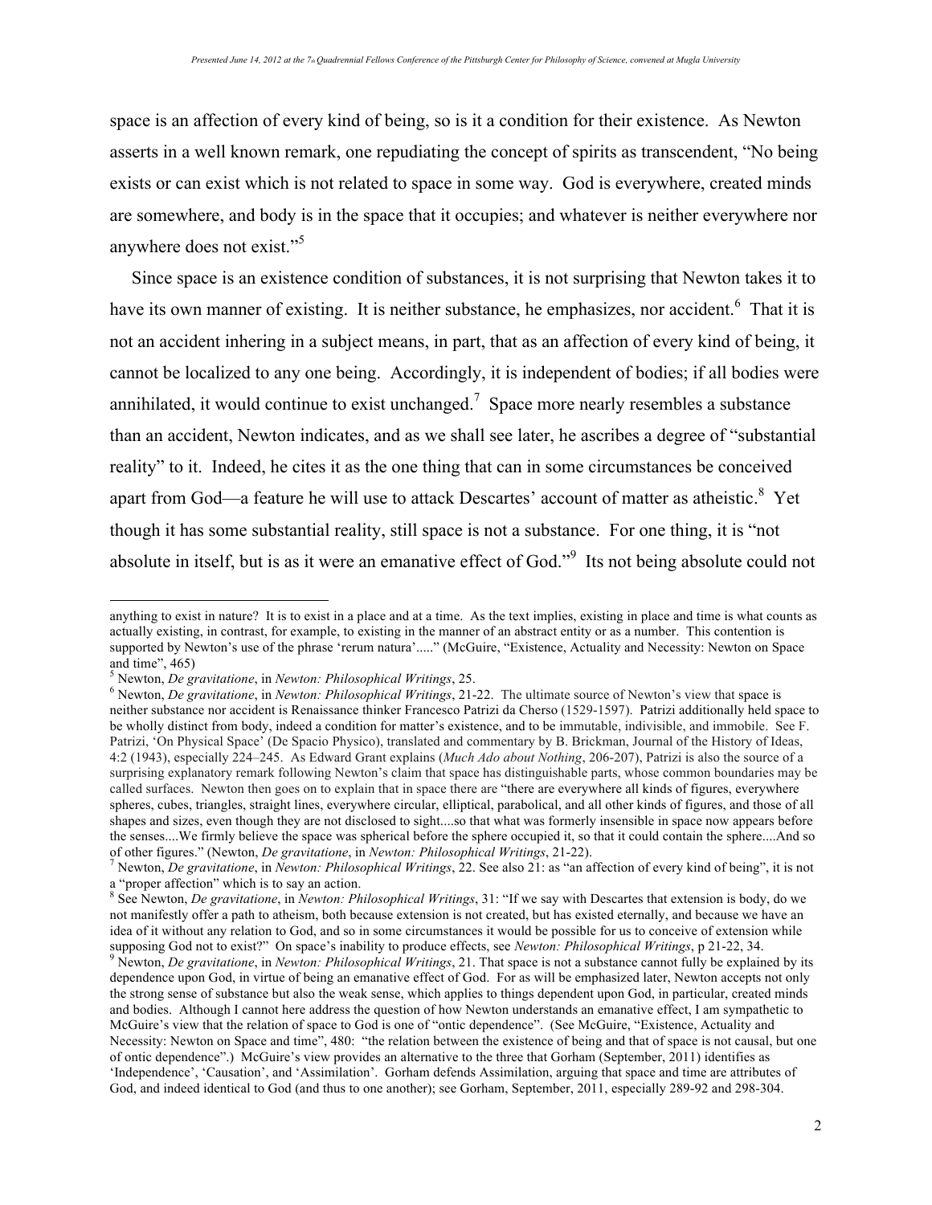space is an affection of every kind of being, so is it a condition for their existence. As Newton asserts in a well known remark, one repudiating the concept of spirits as transcendent, "No being exists or can exist which is not related to space in some way. God is everywhere, created minds are somewhere, and body is in the space that it occupies; and whatever is neither everywhere nor anywhere does not exist."[5]

Since space is an existence condition of substances, it is not surprising that Newton takes it to have its own manner of existing. It is neither substance, he emphasizes, nor accident.[6] That it is not an accident inhering in a subject means, in part, that as an affection of every kind of being, it cannot be localized to any one being. Accordingly, it is independent of bodies; if all bodies were annihilated, it would continue to exist unchanged.[7] Space more nearly resembles a substance than an accident, Newton indicates, and as we shall see later, he ascribes a degree of "substantial reality" to it. Indeed, he cites it as the one thing that can in some circumstances be conceived apart from God—a feature he will use to attack Descartes' account of matter as atheistic.[8] Yet though it has some substantial reality, still space is not a substance. For one thing, it is "not absolute in itself, but is as it were an emanative effect of God."[9] Its not being absolute could not

---

anything to exist in nature? It is to exist in a place and at a time. As the text implies, existing in place and time is what counts as actually existing, in contrast, for example, to existing in the manner of an abstract entity or as a number. This contention is supported by Newton's use of the phrase 'rerum natura'....." (McGuire, "Existence, Actuality and Necessity: Newton on Space and time", 465)

[5] Newton, *De gravitatione*, in *Newton: Philosophical Writings*, 25.

[6] Newton, *De gravitatione*, in *Newton: Philosophical Writings*, 21-22. The ultimate source of Newton's view that space is neither substance nor accident is Renaissance thinker Francesco Patrizi da Cherso (1529-1597). Patrizi additionally held space to be wholly distinct from body, indeed a condition for matter's existence, and to be immutable, indivisible, and immobile. See F. Patrizi, 'On Physical Space' (De Spacio Physico), translated and commentary by B. Brickman, Journal of the History of Ideas, 4:2 (1943), especially 224–245. As Edward Grant explains (*Much Ado about Nothing*, 206-207), Patrizi is also the source of a surprising explanatory remark following Newton's claim that space has distinguishable parts, whose common boundaries may be called surfaces. Newton then goes on to explain that in space there are "there are everywhere all kinds of figures, everywhere spheres, cubes, triangles, straight lines, everywhere circular, elliptical, parabolical, and all other kinds of figures, and those of all shapes and sizes, even though they are not disclosed to sight....so that what was formerly insensible in space now appears before the senses....We firmly believe the space was spherical before the sphere occupied it, so that it could contain the sphere....And so of other figures." (Newton, *De gravitatione*, in *Newton: Philosophical Writings*, 21-22).

[7] Newton, *De gravitatione*, in *Newton: Philosophical Writings*, 22. See also 21: as "an affection of every kind of being", it is not a "proper affection" which is to say an action.

[8] See Newton, *De gravitatione*, in *Newton: Philosophical Writings*, 31: "If we say with Descartes that extension is body, do we not manifestly offer a path to atheism, both because extension is not created, but has existed eternally, and because we have an idea of it without any relation to God, and so in some circumstances it would be possible for us to conceive of extension while supposing God not to exist?" On space's inability to produce effects, see *Newton: Philosophical Writings*, p 21-22, 34.

[9] Newton, *De gravitatione*, in *Newton: Philosophical Writings*, 21. That space is not a substance cannot fully be explained by its dependence upon God, in virtue of being an emanative effect of God. For as will be emphasized later, Newton accepts not only the strong sense of substance but also the weak sense, which applies to things dependent upon God, in particular, created minds and bodies. Although I cannot here address the question of how Newton understands an emanative effect, I am sympathetic to McGuire's view that the relation of space to God is one of "ontic dependence". (See McGuire, "Existence, Actuality and Necessity: Newton on Space and time", 480: "the relation between the existence of being and that of space is not causal, but one of ontic dependence".) McGuire's view provides an alternative to the three that Gorham (September, 2011) identifies as 'Independence', 'Causation', and 'Assimilation'. Gorham defends Assimilation, arguing that space and time are attributes of God, and indeed identical to God (and thus to one another); see Gorham, September, 2011, especially 289-92 and 298-304.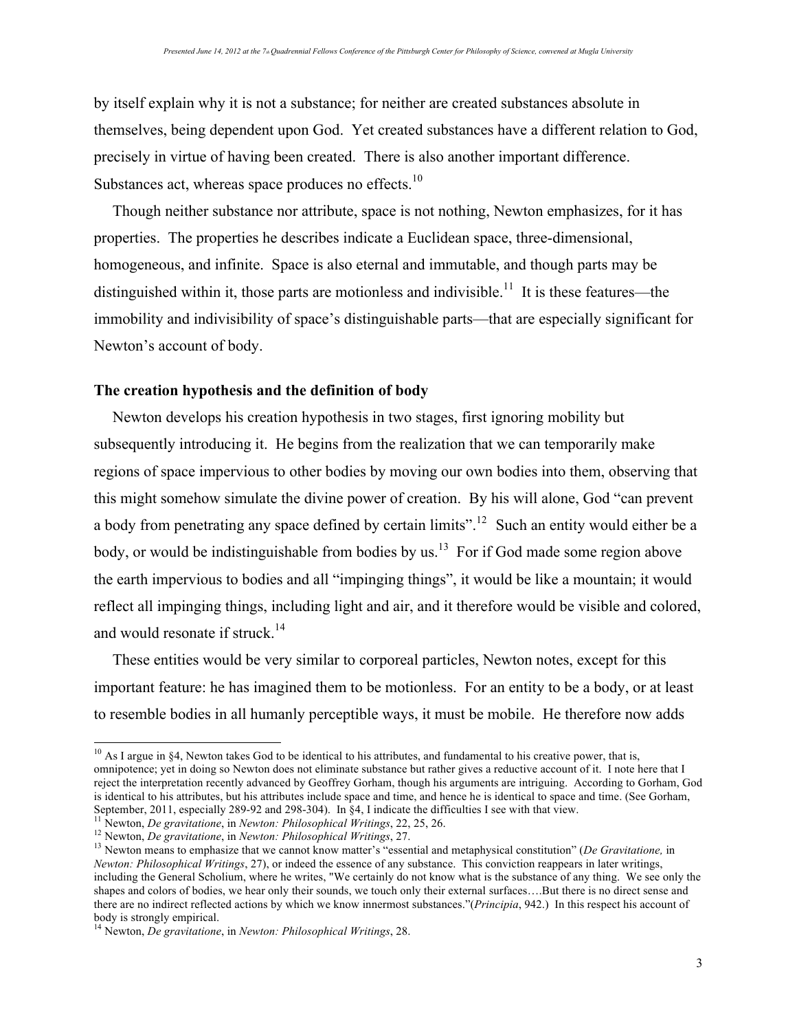by itself explain why it is not a substance; for neither are created substances absolute in themselves, being dependent upon God. Yet created substances have a different relation to God, precisely in virtue of having been created. There is also another important difference. Substances act, whereas space produces no effects.[10]

Though neither substance nor attribute, space is not nothing, Newton emphasizes, for it has properties. The properties he describes indicate a Euclidean space, three-dimensional, homogeneous, and infinite. Space is also eternal and immutable, and though parts may be distinguished within it, those parts are motionless and indivisible.[11] It is these features—the immobility and indivisibility of space's distinguishable parts—that are especially significant for Newton's account of body.

**The creation hypothesis and the definition of body**

Newton develops his creation hypothesis in two stages, first ignoring mobility but subsequently introducing it. He begins from the realization that we can temporarily make regions of space impervious to other bodies by moving our own bodies into them, observing that this might somehow simulate the divine power of creation. By his will alone, God "can prevent a body from penetrating any space defined by certain limits".[12] Such an entity would either be a body, or would be indistinguishable from bodies by us.[13] For if God made some region above the earth impervious to bodies and all "impinging things", it would be like a mountain; it would reflect all impinging things, including light and air, and it therefore would be visible and colored, and would resonate if struck.[14]

These entities would be very similar to corporeal particles, Newton notes, except for this important feature: he has imagined them to be motionless. For an entity to be a body, or at least to resemble bodies in all humanly perceptible ways, it must be mobile. He therefore now adds

---

[10] As I argue in §4, Newton takes God to be identical to his attributes, and fundamental to his creative power, that is, omnipotence; yet in doing so Newton does not eliminate substance but rather gives a reductive account of it. I note here that I reject the interpretation recently advanced by Geoffrey Gorham, though his arguments are intriguing. According to Gorham, God is identical to his attributes, but his attributes include space and time, and hence he is identical to space and time. (See Gorham, September, 2011, especially 289-92 and 298-304). In §4, I indicate the difficulties I see with that view.

[11] Newton, *De gravitatione*, in *Newton: Philosophical Writings*, 22, 25, 26.

[12] Newton, *De gravitatione*, in *Newton: Philosophical Writings*, 27.

[13] Newton means to emphasize that we cannot know matter's "essential and metaphysical constitution" (*De Gravitatione,* in *Newton: Philosophical Writings*, 27), or indeed the essence of any substance. This conviction reappears in later writings, including the General Scholium, where he writes, "We certainly do not know what is the substance of any thing. We see only the shapes and colors of bodies, we hear only their sounds, we touch only their external surfaces….But there is no direct sense and there are no indirect reflected actions by which we know innermost substances."(*Principia*, 942.) In this respect his account of body is strongly empirical.

[14] Newton, *De gravitatione*, in *Newton: Philosophical Writings*, 28.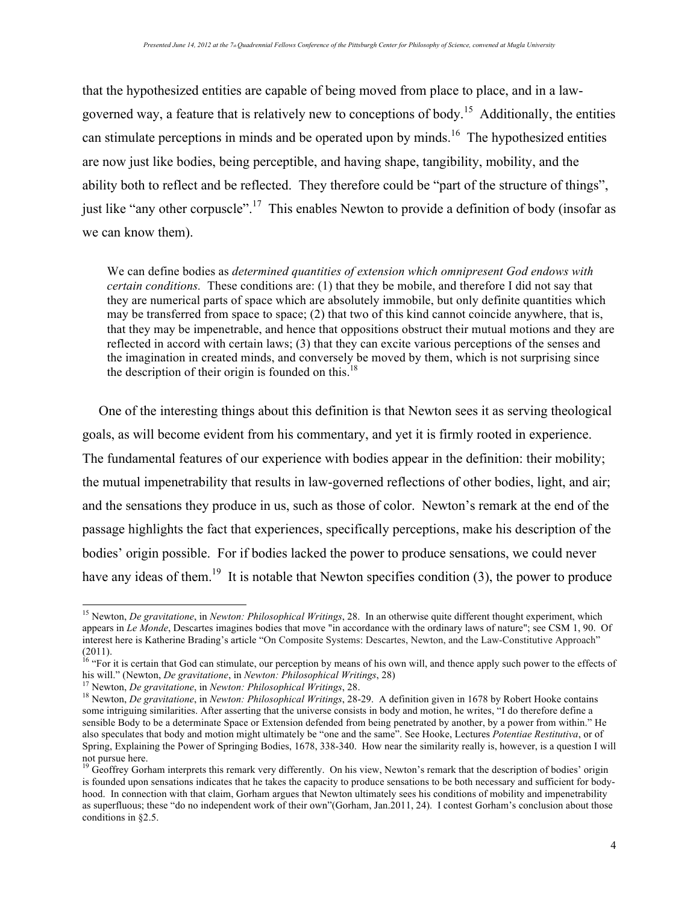that the hypothesized entities are capable of being moved from place to place, and in a law-governed way, a feature that is relatively new to conceptions of body.[15] Additionally, the entities can stimulate perceptions in minds and be operated upon by minds.[16] The hypothesized entities are now just like bodies, being perceptible, and having shape, tangibility, mobility, and the ability both to reflect and be reflected. They therefore could be "part of the structure of things", just like "any other corpuscle".[17] This enables Newton to provide a definition of body (insofar as we can know them).

> We can define bodies as *determined quantities of extension which omnipresent God endows with certain conditions.* These conditions are: (1) that they be mobile, and therefore I did not say that they are numerical parts of space which are absolutely immobile, but only definite quantities which may be transferred from space to space; (2) that two of this kind cannot coincide anywhere, that is, that they may be impenetrable, and hence that oppositions obstruct their mutual motions and they are reflected in accord with certain laws; (3) that they can excite various perceptions of the senses and the imagination in created minds, and conversely be moved by them, which is not surprising since the description of their origin is founded on this.[18]

One of the interesting things about this definition is that Newton sees it as serving theological goals, as will become evident from his commentary, and yet it is firmly rooted in experience. The fundamental features of our experience with bodies appear in the definition: their mobility; the mutual impenetrability that results in law-governed reflections of other bodies, light, and air; and the sensations they produce in us, such as those of color. Newton's remark at the end of the passage highlights the fact that experiences, specifically perceptions, make his description of the bodies' origin possible. For if bodies lacked the power to produce sensations, we could never have any ideas of them.[19] It is notable that Newton specifies condition (3), the power to produce

---

[15] Newton, *De gravitatione*, in *Newton: Philosophical Writings*, 28. In an otherwise quite different thought experiment, which appears in *Le Monde*, Descartes imagines bodies that move "in accordance with the ordinary laws of nature"; see CSM 1, 90. Of interest here is Katherine Brading's article "On Composite Systems: Descartes, Newton, and the Law-Constitutive Approach" (2011).

[16] "For it is certain that God can stimulate, our perception by means of his own will, and thence apply such power to the effects of his will." (Newton, *De gravitatione*, in *Newton: Philosophical Writings*, 28)

[17] Newton, *De gravitatione*, in *Newton: Philosophical Writings*, 28.

[18] Newton, *De gravitatione*, in *Newton: Philosophical Writings*, 28-29. A definition given in 1678 by Robert Hooke contains some intriguing similarities. After asserting that the universe consists in body and motion, he writes, "I do therefore define a sensible Body to be a determinate Space or Extension defended from being penetrated by another, by a power from within." He also speculates that body and motion might ultimately be "one and the same". See Hooke, Lectures *Potentiae Restitutiva*, or of Spring, Explaining the Power of Springing Bodies, 1678, 338-340. How near the similarity really is, however, is a question I will not pursue here.

[19] Geoffrey Gorham interprets this remark very differently. On his view, Newton's remark that the description of bodies' origin is founded upon sensations indicates that he takes the capacity to produce sensations to be both necessary and sufficient for body-hood. In connection with that claim, Gorham argues that Newton ultimately sees his conditions of mobility and impenetrability as superfluous; these "do no independent work of their own"(Gorham, Jan.2011, 24). I contest Gorham's conclusion about those conditions in §2.5.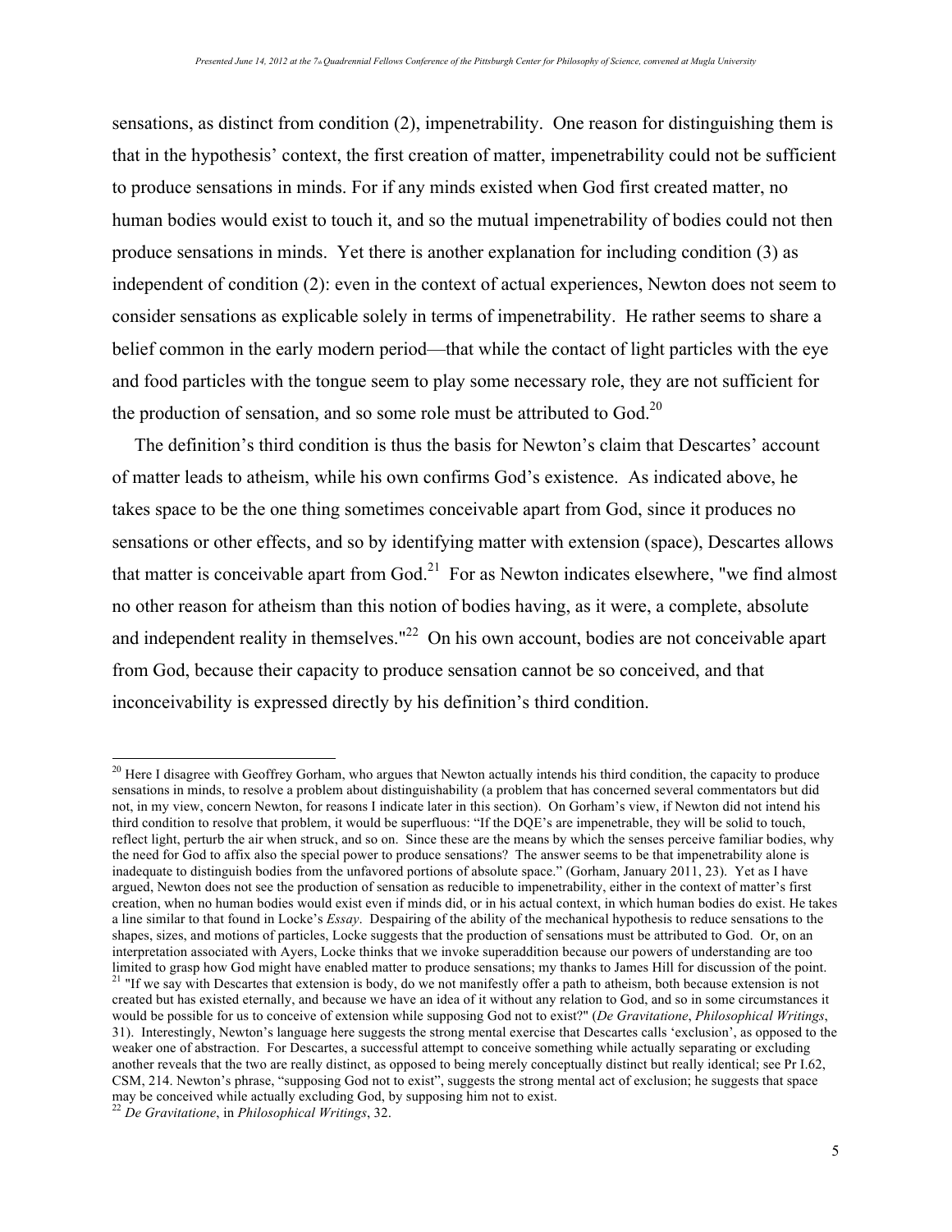sensations, as distinct from condition (2), impenetrability. One reason for distinguishing them is that in the hypothesis' context, the first creation of matter, impenetrability could not be sufficient to produce sensations in minds. For if any minds existed when God first created matter, no human bodies would exist to touch it, and so the mutual impenetrability of bodies could not then produce sensations in minds. Yet there is another explanation for including condition (3) as independent of condition (2): even in the context of actual experiences, Newton does not seem to consider sensations as explicable solely in terms of impenetrability. He rather seems to share a belief common in the early modern period—that while the contact of light particles with the eye and food particles with the tongue seem to play some necessary role, they are not sufficient for the production of sensation, and so some role must be attributed to God.[20]

The definition's third condition is thus the basis for Newton's claim that Descartes' account of matter leads to atheism, while his own confirms God's existence. As indicated above, he takes space to be the one thing sometimes conceivable apart from God, since it produces no sensations or other effects, and so by identifying matter with extension (space), Descartes allows that matter is conceivable apart from God.[21] For as Newton indicates elsewhere, "we find almost no other reason for atheism than this notion of bodies having, as it were, a complete, absolute and independent reality in themselves."[22] On his own account, bodies are not conceivable apart from God, because their capacity to produce sensation cannot be so conceived, and that inconceivability is expressed directly by his definition's third condition.

---

[20] Here I disagree with Geoffrey Gorham, who argues that Newton actually intends his third condition, the capacity to produce sensations in minds, to resolve a problem about distinguishability (a problem that has concerned several commentators but did not, in my view, concern Newton, for reasons I indicate later in this section). On Gorham's view, if Newton did not intend his third condition to resolve that problem, it would be superfluous: "If the DQE's are impenetrable, they will be solid to touch, reflect light, perturb the air when struck, and so on. Since these are the means by which the senses perceive familiar bodies, why the need for God to affix also the special power to produce sensations? The answer seems to be that impenetrability alone is inadequate to distinguish bodies from the unfavored portions of absolute space." (Gorham, January 2011, 23). Yet as I have argued, Newton does not see the production of sensation as reducible to impenetrability, either in the context of matter's first creation, when no human bodies would exist even if minds did, or in his actual context, in which human bodies do exist. He takes a line similar to that found in Locke's *Essay*. Despairing of the ability of the mechanical hypothesis to reduce sensations to the shapes, sizes, and motions of particles, Locke suggests that the production of sensations must be attributed to God. Or, on an interpretation associated with Ayers, Locke thinks that we invoke superaddition because our powers of understanding are too limited to grasp how God might have enabled matter to produce sensations; my thanks to James Hill for discussion of the point.

[21] "If we say with Descartes that extension is body, do we not manifestly offer a path to atheism, both because extension is not created but has existed eternally, and because we have an idea of it without any relation to God, and so in some circumstances it would be possible for us to conceive of extension while supposing God not to exist?" (*De Gravitatione*, *Philosophical Writings*, 31). Interestingly, Newton's language here suggests the strong mental exercise that Descartes calls 'exclusion', as opposed to the weaker one of abstraction. For Descartes, a successful attempt to conceive something while actually separating or excluding another reveals that the two are really distinct, as opposed to being merely conceptually distinct but really identical; see Pr I.62, CSM, 214. Newton's phrase, "supposing God not to exist", suggests the strong mental act of exclusion; he suggests that space may be conceived while actually excluding God, by supposing him not to exist.

[22] *De Gravitatione*, in *Philosophical Writings*, 32.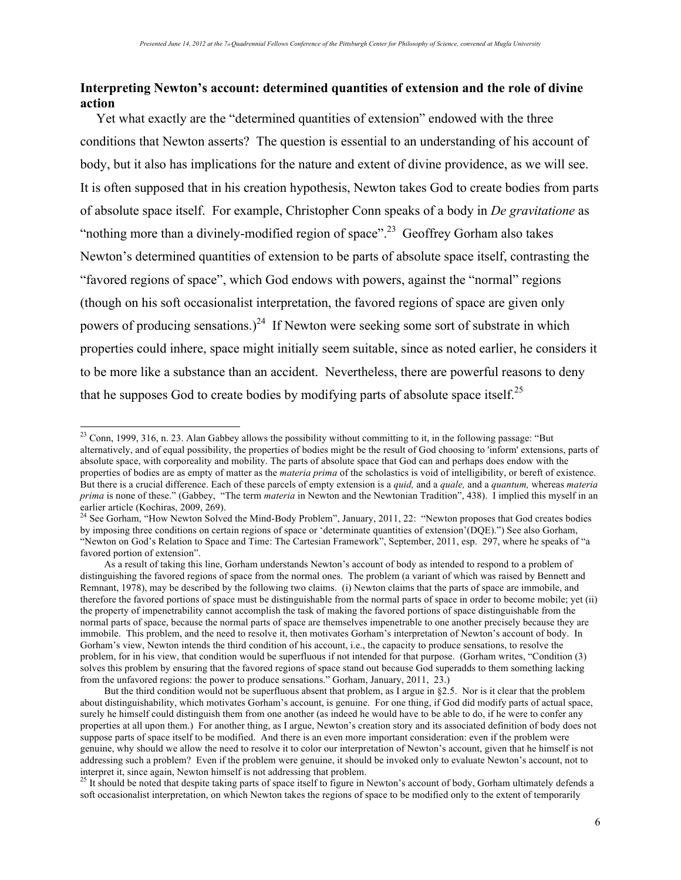## Interpreting Newton's account: determined quantities of extension and the role of divine action

Yet what exactly are the "determined quantities of extension" endowed with the three conditions that Newton asserts? The question is essential to an understanding of his account of body, but it also has implications for the nature and extent of divine providence, as we will see. It is often supposed that in his creation hypothesis, Newton takes God to create bodies from parts of absolute space itself. For example, Christopher Conn speaks of a body in *De gravitatione* as "nothing more than a divinely-modified region of space".[23] Geoffrey Gorham also takes Newton's determined quantities of extension to be parts of absolute space itself, contrasting the "favored regions of space", which God endows with powers, against the "normal" regions (though on his soft occasionalist interpretation, the favored regions of space are given only powers of producing sensations.)[24] If Newton were seeking some sort of substrate in which properties could inhere, space might initially seem suitable, since as noted earlier, he considers it to be more like a substance than an accident. Nevertheless, there are powerful reasons to deny that he supposes God to create bodies by modifying parts of absolute space itself.[25]

---

[23] Conn, 1999, 316, n. 23. Alan Gabbey allows the possibility without committing to it, in the following passage: "But alternatively, and of equal possibility, the properties of bodies might be the result of God choosing to 'inform' extensions, parts of absolute space, with corporeality and mobility. The parts of absolute space that God can and perhaps does endow with the properties of bodies are as empty of matter as the *materia prima* of the scholastics is void of intelligibility, or bereft of existence. But there is a crucial difference. Each of these parcels of empty extension is a *quid,* and a *quale,* and a *quantum,* whereas *materia prima* is none of these." (Gabbey, "The term *materia* in Newton and the Newtonian Tradition", 438). I implied this myself in an earlier article (Kochiras, 2009, 269).

[24] See Gorham, "How Newton Solved the Mind-Body Problem", January, 2011, 22: "Newton proposes that God creates bodies by imposing three conditions on certain regions of space or 'determinate quantities of extension'(DQE).") See also Gorham, "Newton on God's Relation to Space and Time: The Cartesian Framework", September, 2011, esp. 297, where he speaks of "a favored portion of extension".

As a result of taking this line, Gorham understands Newton's account of body as intended to respond to a problem of distinguishing the favored regions of space from the normal ones. The problem (a variant of which was raised by Bennett and Remnant, 1978), may be described by the following two claims. (i) Newton claims that the parts of space are immobile, and therefore the favored portions of space must be distinguishable from the normal parts of space in order to become mobile; yet (ii) the property of impenetrability cannot accomplish the task of making the favored portions of space distinguishable from the normal parts of space, because the normal parts of space are themselves impenetrable to one another precisely because they are immobile. This problem, and the need to resolve it, then motivates Gorham's interpretation of Newton's account of body. In Gorham's view, Newton intends the third condition of his account, i.e., the capacity to produce sensations, to resolve the problem, for in his view, that condition would be superfluous if not intended for that purpose. (Gorham writes, "Condition (3) solves this problem by ensuring that the favored regions of space stand out because God superadds to them something lacking from the unfavored regions: the power to produce sensations." Gorham, January, 2011, 23.)

But the third condition would not be superfluous absent that problem, as I argue in §2.5. Nor is it clear that the problem about distinguishability, which motivates Gorham's account, is genuine. For one thing, if God did modify parts of actual space, surely he himself could distinguish them from one another (as indeed he would have to be able to do, if he were to confer any properties at all upon them.) For another thing, as I argue, Newton's creation story and its associated definition of body does not suppose parts of space itself to be modified. And there is an even more important consideration: even if the problem were genuine, why should we allow the need to resolve it to color our interpretation of Newton's account, given that he himself is not addressing such a problem? Even if the problem were genuine, it should be invoked only to evaluate Newton's account, not to interpret it, since again, Newton himself is not addressing that problem.

[25] It should be noted that despite taking parts of space itself to figure in Newton's account of body, Gorham ultimately defends a soft occasionalist interpretation, on which Newton takes the regions of space to be modified only to the extent of temporarily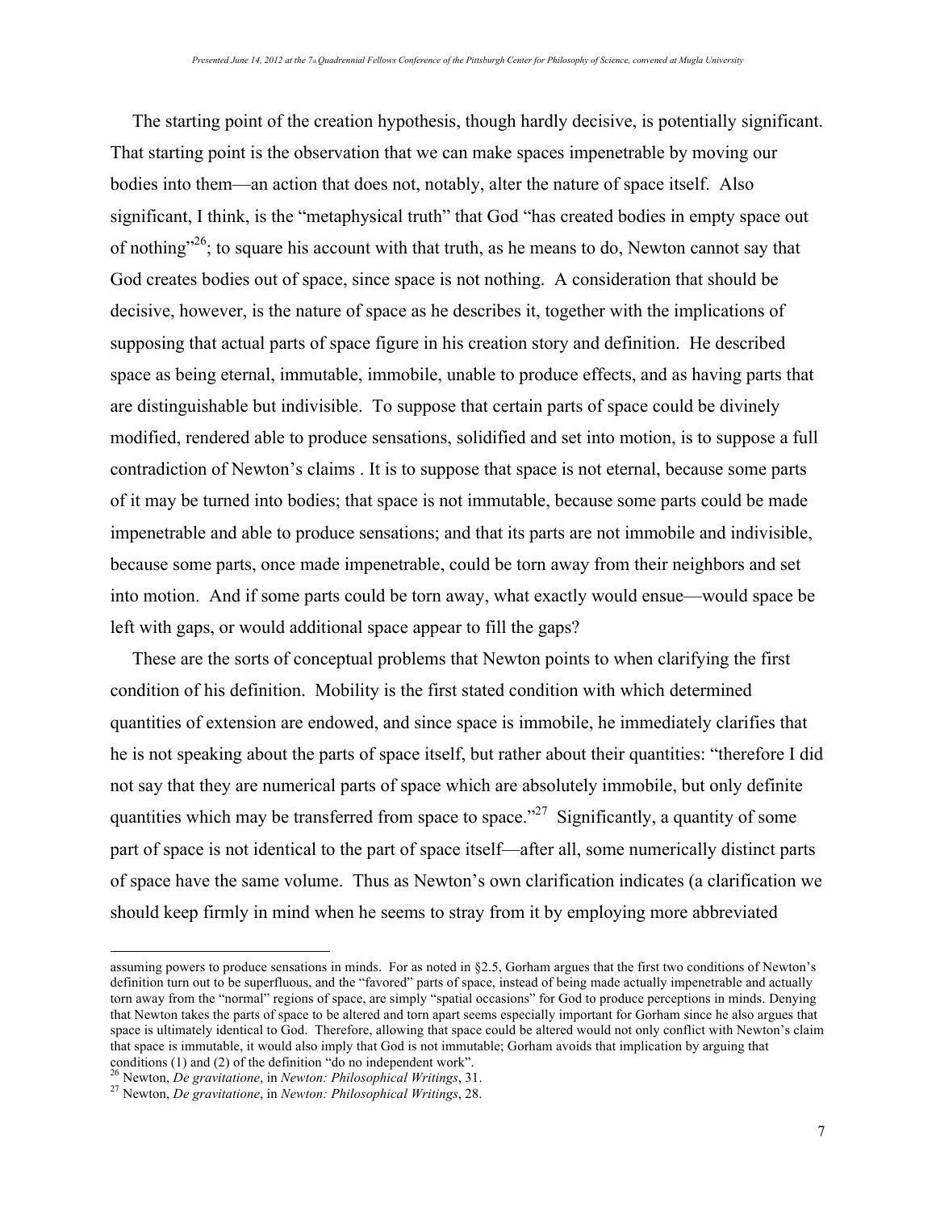The starting point of the creation hypothesis, though hardly decisive, is potentially significant. That starting point is the observation that we can make spaces impenetrable by moving our bodies into them—an action that does not, notably, alter the nature of space itself. Also significant, I think, is the "metaphysical truth" that God "has created bodies in empty space out of nothing"[26]; to square his account with that truth, as he means to do, Newton cannot say that God creates bodies out of space, since space is not nothing. A consideration that should be decisive, however, is the nature of space as he describes it, together with the implications of supposing that actual parts of space figure in his creation story and definition. He described space as being eternal, immutable, immobile, unable to produce effects, and as having parts that are distinguishable but indivisible. To suppose that certain parts of space could be divinely modified, rendered able to produce sensations, solidified and set into motion, is to suppose a full contradiction of Newton's claims . It is to suppose that space is not eternal, because some parts of it may be turned into bodies; that space is not immutable, because some parts could be made impenetrable and able to produce sensations; and that its parts are not immobile and indivisible, because some parts, once made impenetrable, could be torn away from their neighbors and set into motion. And if some parts could be torn away, what exactly would ensue—would space be left with gaps, or would additional space appear to fill the gaps?

These are the sorts of conceptual problems that Newton points to when clarifying the first condition of his definition. Mobility is the first stated condition with which determined quantities of extension are endowed, and since space is immobile, he immediately clarifies that he is not speaking about the parts of space itself, but rather about their quantities: "therefore I did not say that they are numerical parts of space which are absolutely immobile, but only definite quantities which may be transferred from space to space."[27] Significantly, a quantity of some part of space is not identical to the part of space itself—after all, some numerically distinct parts of space have the same volume. Thus as Newton's own clarification indicates (a clarification we should keep firmly in mind when he seems to stray from it by employing more abbreviated

---

assuming powers to produce sensations in minds. For as noted in §2.5, Gorham argues that the first two conditions of Newton's definition turn out to be superfluous, and the "favored" parts of space, instead of being made actually impenetrable and actually torn away from the "normal" regions of space, are simply "spatial occasions" for God to produce perceptions in minds. Denying that Newton takes the parts of space to be altered and torn apart seems especially important for Gorham since he also argues that space is ultimately identical to God. Therefore, allowing that space could be altered would not only conflict with Newton's claim that space is immutable, it would also imply that God is not immutable; Gorham avoids that implication by arguing that conditions (1) and (2) of the definition "do no independent work".

[26] Newton, *De gravitatione*, in *Newton: Philosophical Writings*, 31.

[27] Newton, *De gravitatione*, in *Newton: Philosophical Writings*, 28.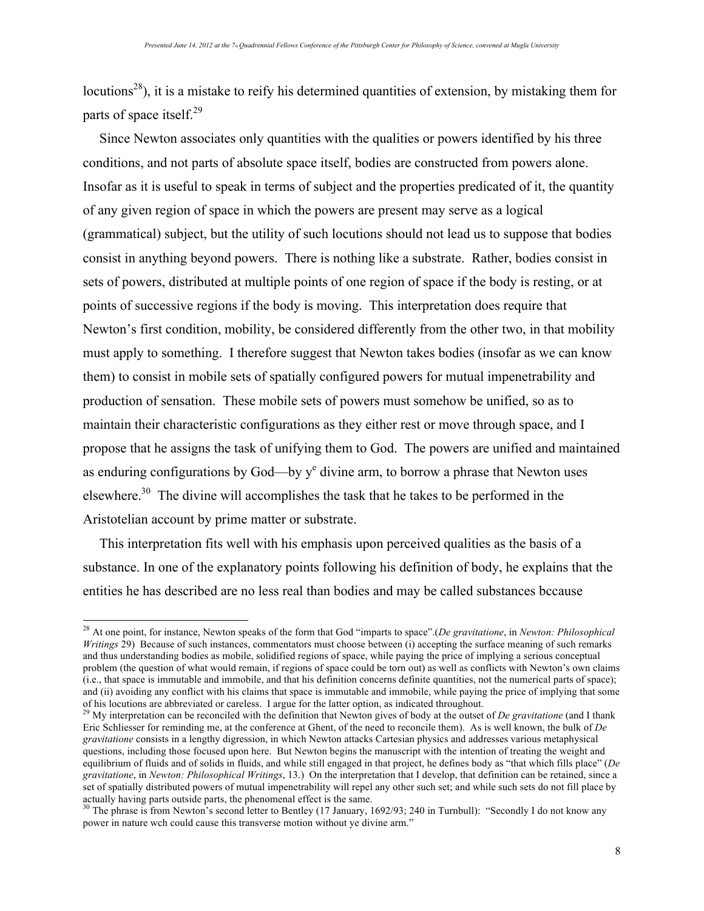locutions[28]), it is a mistake to reify his determined quantities of extension, by mistaking them for parts of space itself.[29]

Since Newton associates only quantities with the qualities or powers identified by his three conditions, and not parts of absolute space itself, bodies are constructed from powers alone. Insofar as it is useful to speak in terms of subject and the properties predicated of it, the quantity of any given region of space in which the powers are present may serve as a logical (grammatical) subject, but the utility of such locutions should not lead us to suppose that bodies consist in anything beyond powers. There is nothing like a substrate. Rather, bodies consist in sets of powers, distributed at multiple points of one region of space if the body is resting, or at points of successive regions if the body is moving. This interpretation does require that Newton's first condition, mobility, be considered differently from the other two, in that mobility must apply to something. I therefore suggest that Newton takes bodies (insofar as we can know them) to consist in mobile sets of spatially configured powers for mutual impenetrability and production of sensation. These mobile sets of powers must somehow be unified, so as to maintain their characteristic configurations as they either rest or move through space, and I propose that he assigns the task of unifying them to God. The powers are unified and maintained as enduring configurations by God—by y^e divine arm, to borrow a phrase that Newton uses elsewhere.[30] The divine will accomplishes the task that he takes to be performed in the Aristotelian account by prime matter or substrate.

This interpretation fits well with his emphasis upon perceived qualities as the basis of a substance. In one of the explanatory points following his definition of body, he explains that the entities he has described are no less real than bodies and may be called substances bccause

---

[28] At one point, for instance, Newton speaks of the form that God "imparts to space".(*De gravitatione*, in *Newton: Philosophical Writings* 29) Because of such instances, commentators must choose between (i) accepting the surface meaning of such remarks and thus understanding bodies as mobile, solidified regions of space, while paying the price of implying a serious conceptual problem (the question of what would remain, if regions of space could be torn out) as well as conflicts with Newton's own claims (i.e., that space is immutable and immobile, and that his definition concerns definite quantities, not the numerical parts of space); and (ii) avoiding any conflict with his claims that space is immutable and immobile, while paying the price of implying that some of his locutions are abbreviated or careless. I argue for the latter option, as indicated throughout.

[29] My interpretation can be reconciled with the definition that Newton gives of body at the outset of *De gravitatione* (and I thank Eric Schliesser for reminding me, at the conference at Ghent, of the need to reconcile them). As is well known, the bulk of *De gravitatione* consists in a lengthy digression, in which Newton attacks Cartesian physics and addresses various metaphysical questions, including those focused upon here. But Newton begins the manuscript with the intention of treating the weight and equilibrium of fluids and of solids in fluids, and while still engaged in that project, he defines body as "that which fills place" (*De gravitatione*, in *Newton: Philosophical Writings*, 13.) On the interpretation that I develop, that definition can be retained, since a set of spatially distributed powers of mutual impenetrability will repel any other such set; and while such sets do not fill place by actually having parts outside parts, the phenomenal effect is the same.

[30] The phrase is from Newton's second letter to Bentley (17 January, 1692/93; 240 in Turnbull): "Secondly I do not know any power in nature wch could cause this transverse motion without ye divine arm."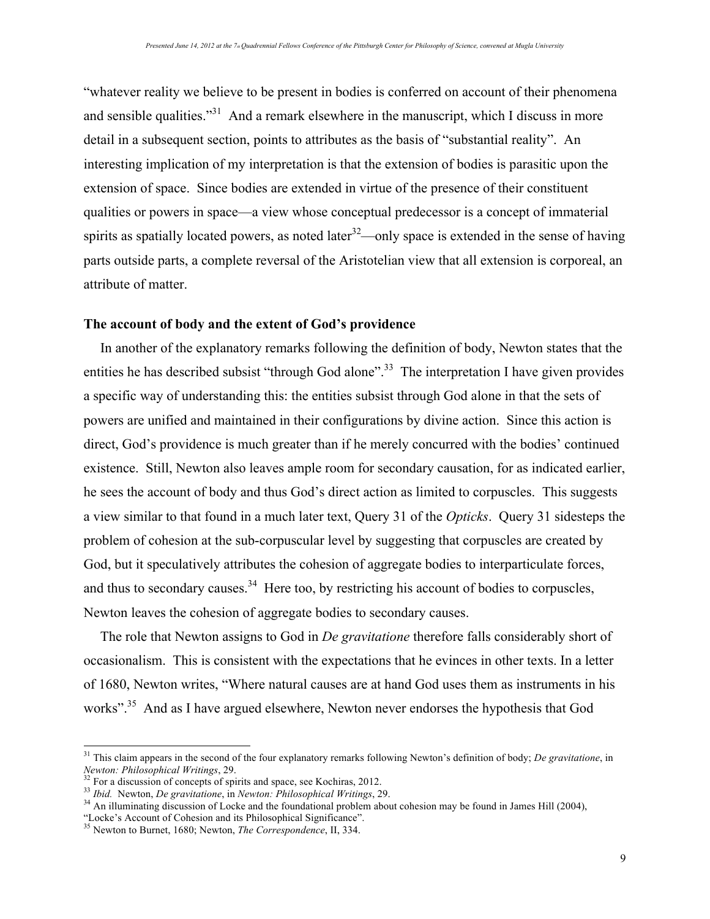"whatever reality we believe to be present in bodies is conferred on account of their phenomena and sensible qualities."[31] And a remark elsewhere in the manuscript, which I discuss in more detail in a subsequent section, points to attributes as the basis of "substantial reality". An interesting implication of my interpretation is that the extension of bodies is parasitic upon the extension of space. Since bodies are extended in virtue of the presence of their constituent qualities or powers in space—a view whose conceptual predecessor is a concept of immaterial spirits as spatially located powers, as noted later[32]—only space is extended in the sense of having parts outside parts, a complete reversal of the Aristotelian view that all extension is corporeal, an attribute of matter.

### The account of body and the extent of God's providence

In another of the explanatory remarks following the definition of body, Newton states that the entities he has described subsist "through God alone".[33] The interpretation I have given provides a specific way of understanding this: the entities subsist through God alone in that the sets of powers are unified and maintained in their configurations by divine action. Since this action is direct, God's providence is much greater than if he merely concurred with the bodies' continued existence. Still, Newton also leaves ample room for secondary causation, for as indicated earlier, he sees the account of body and thus God's direct action as limited to corpuscles. This suggests a view similar to that found in a much later text, Query 31 of the *Opticks*. Query 31 sidesteps the problem of cohesion at the sub-corpuscular level by suggesting that corpuscles are created by God, but it speculatively attributes the cohesion of aggregate bodies to interparticulate forces, and thus to secondary causes.[34] Here too, by restricting his account of bodies to corpuscles, Newton leaves the cohesion of aggregate bodies to secondary causes.

The role that Newton assigns to God in *De gravitatione* therefore falls considerably short of occasionalism. This is consistent with the expectations that he evinces in other texts. In a letter of 1680, Newton writes, "Where natural causes are at hand God uses them as instruments in his works".[35] And as I have argued elsewhere, Newton never endorses the hypothesis that God

---

[31] This claim appears in the second of the four explanatory remarks following Newton's definition of body; *De gravitatione*, in *Newton: Philosophical Writings*, 29.

[32] For a discussion of concepts of spirits and space, see Kochiras, 2012.

[33] *Ibid.* Newton, *De gravitatione*, in *Newton: Philosophical Writings*, 29.

[34] An illuminating discussion of Locke and the foundational problem about cohesion may be found in James Hill (2004), "Locke's Account of Cohesion and its Philosophical Significance".

[35] Newton to Burnet, 1680; Newton, *The Correspondence*, II, 334.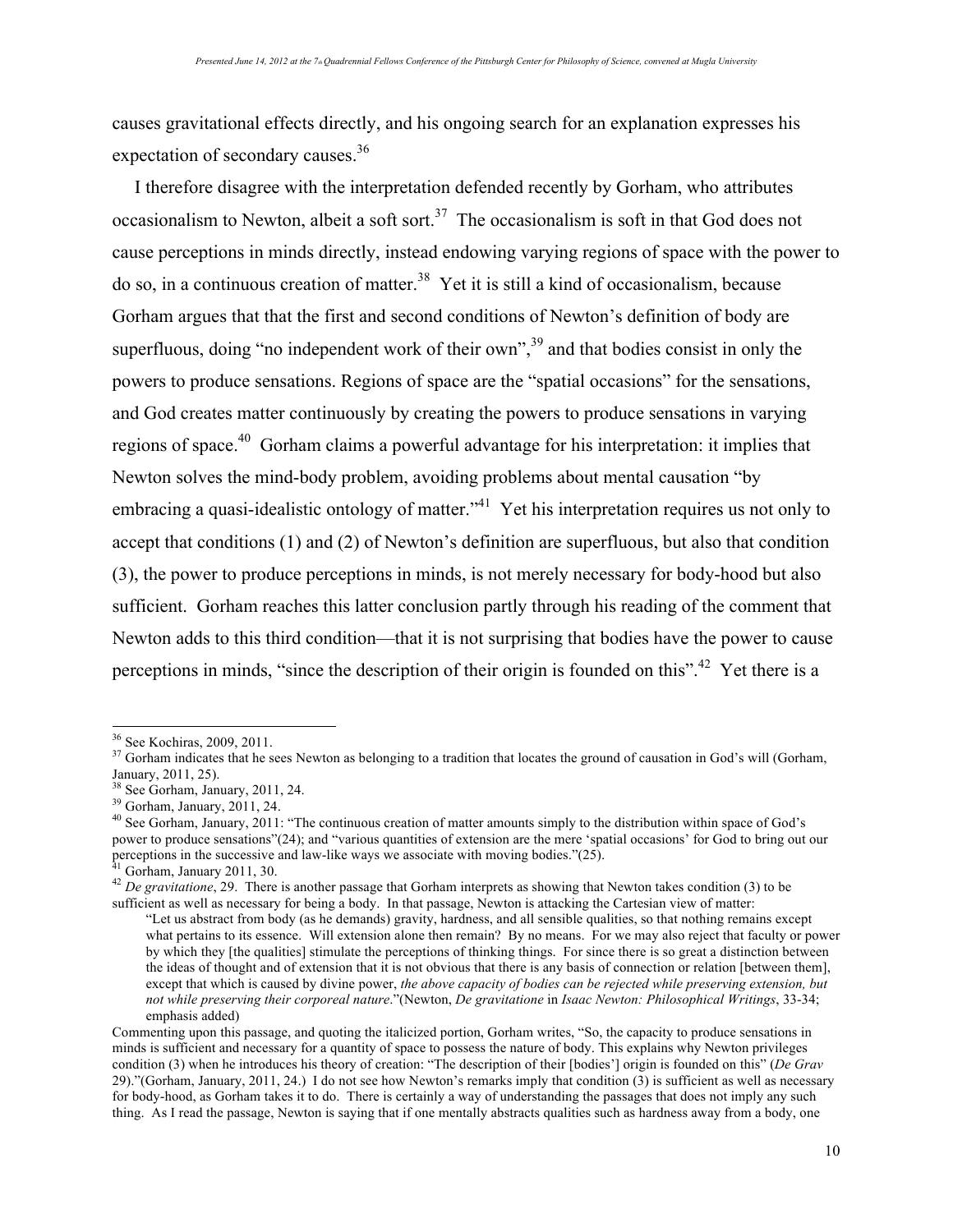causes gravitational effects directly, and his ongoing search for an explanation expresses his expectation of secondary causes.[36]

I therefore disagree with the interpretation defended recently by Gorham, who attributes occasionalism to Newton, albeit a soft sort.[37] The occasionalism is soft in that God does not cause perceptions in minds directly, instead endowing varying regions of space with the power to do so, in a continuous creation of matter.[38] Yet it is still a kind of occasionalism, because Gorham argues that that the first and second conditions of Newton's definition of body are superfluous, doing "no independent work of their own",[39] and that bodies consist in only the powers to produce sensations. Regions of space are the "spatial occasions" for the sensations, and God creates matter continuously by creating the powers to produce sensations in varying regions of space.[40] Gorham claims a powerful advantage for his interpretation: it implies that Newton solves the mind-body problem, avoiding problems about mental causation "by embracing a quasi-idealistic ontology of matter."[41] Yet his interpretation requires us not only to accept that conditions (1) and (2) of Newton's definition are superfluous, but also that condition (3), the power to produce perceptions in minds, is not merely necessary for body-hood but also sufficient. Gorham reaches this latter conclusion partly through his reading of the comment that Newton adds to this third condition—that it is not surprising that bodies have the power to cause perceptions in minds, "since the description of their origin is founded on this".[42] Yet there is a

---

[36] See Kochiras, 2009, 2011.

[37] Gorham indicates that he sees Newton as belonging to a tradition that locates the ground of causation in God's will (Gorham, January, 2011, 25).

[38] See Gorham, January, 2011, 24.

[39] Gorham, January, 2011, 24.

[40] See Gorham, January, 2011: "The continuous creation of matter amounts simply to the distribution within space of God's power to produce sensations"(24); and "various quantities of extension are the mere 'spatial occasions' for God to bring out our perceptions in the successive and law-like ways we associate with moving bodies."(25).

[41] Gorham, January 2011, 30.

[42] *De gravitatione*, 29. There is another passage that Gorham interprets as showing that Newton takes condition (3) to be sufficient as well as necessary for being a body. In that passage, Newton is attacking the Cartesian view of matter:

> "Let us abstract from body (as he demands) gravity, hardness, and all sensible qualities, so that nothing remains except what pertains to its essence. Will extension alone then remain? By no means. For we may also reject that faculty or power by which they [the qualities] stimulate the perceptions of thinking things. For since there is so great a distinction between the ideas of thought and of extension that it is not obvious that there is any basis of connection or relation [between them], except that which is caused by divine power, *the above capacity of bodies can be rejected while preserving extension, but not while preserving their corporeal nature*."(Newton, *De gravitatione* in *Isaac Newton: Philosophical Writings*, 33-34; emphasis added)

Commenting upon this passage, and quoting the italicized portion, Gorham writes, "So, the capacity to produce sensations in minds is sufficient and necessary for a quantity of space to possess the nature of body. This explains why Newton privileges condition (3) when he introduces his theory of creation: "The description of their [bodies'] origin is founded on this" (*De Grav* 29)."(Gorham, January, 2011, 24.) I do not see how Newton's remarks imply that condition (3) is sufficient as well as necessary for body-hood, as Gorham takes it to do. There is certainly a way of understanding the passages that does not imply any such thing. As I read the passage, Newton is saying that if one mentally abstracts qualities such as hardness away from a body, one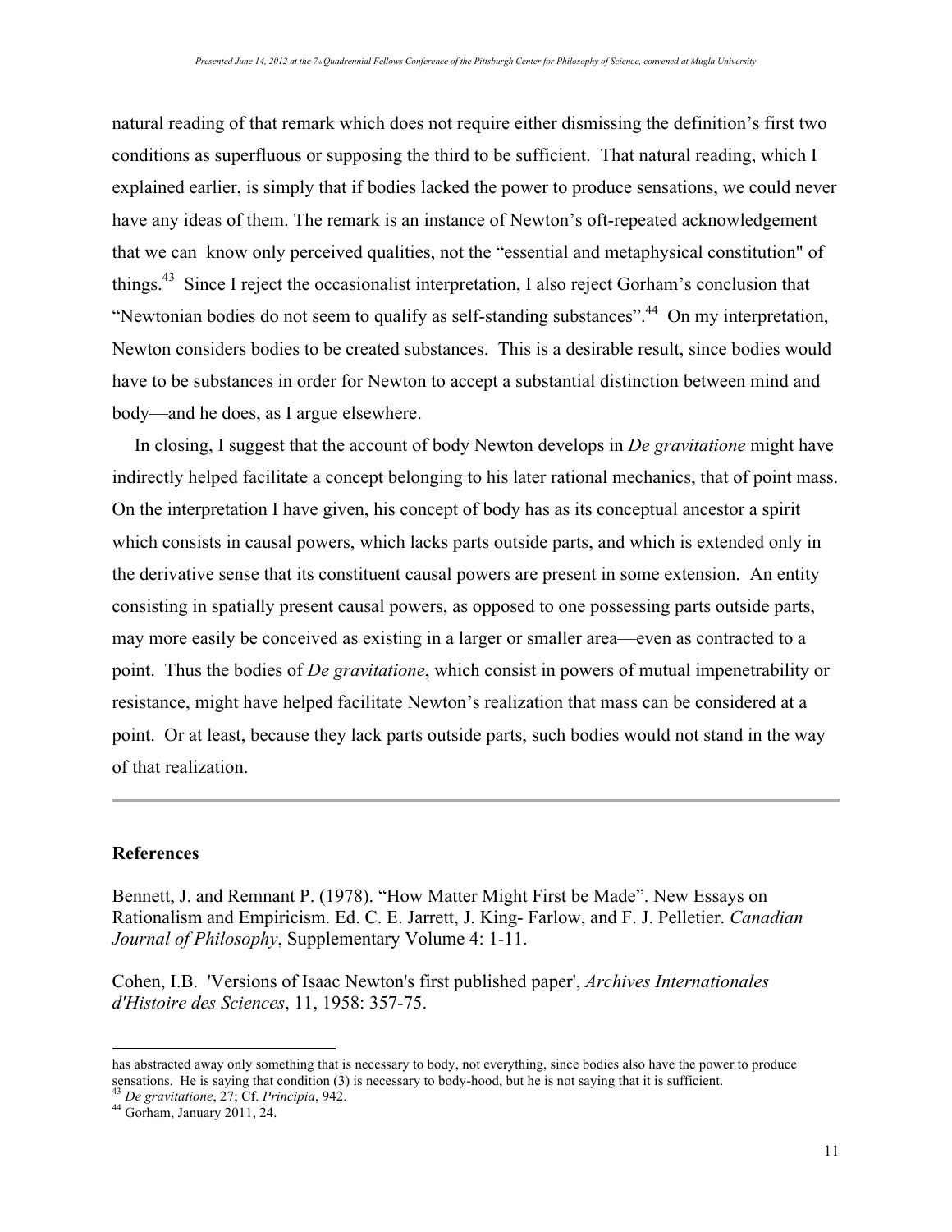natural reading of that remark which does not require either dismissing the definition's first two conditions as superfluous or supposing the third to be sufficient. That natural reading, which I explained earlier, is simply that if bodies lacked the power to produce sensations, we could never have any ideas of them. The remark is an instance of Newton's oft-repeated acknowledgement that we can know only perceived qualities, not the "essential and metaphysical constitution" of things.[43] Since I reject the occasionalist interpretation, I also reject Gorham's conclusion that "Newtonian bodies do not seem to qualify as self-standing substances".[44] On my interpretation, Newton considers bodies to be created substances. This is a desirable result, since bodies would have to be substances in order for Newton to accept a substantial distinction between mind and body—and he does, as I argue elsewhere.

In closing, I suggest that the account of body Newton develops in *De gravitatione* might have indirectly helped facilitate a concept belonging to his later rational mechanics, that of point mass. On the interpretation I have given, his concept of body has as its conceptual ancestor a spirit which consists in causal powers, which lacks parts outside parts, and which is extended only in the derivative sense that its constituent causal powers are present in some extension. An entity consisting in spatially present causal powers, as opposed to one possessing parts outside parts, may more easily be conceived as existing in a larger or smaller area—even as contracted to a point. Thus the bodies of *De gravitatione*, which consist in powers of mutual impenetrability or resistance, might have helped facilitate Newton's realization that mass can be considered at a point. Or at least, because they lack parts outside parts, such bodies would not stand in the way of that realization.

---

## References

Bennett, J. and Remnant P. (1978). "How Matter Might First be Made". New Essays on Rationalism and Empiricism. Ed. C. E. Jarrett, J. King- Farlow, and F. J. Pelletier. *Canadian Journal of Philosophy*, Supplementary Volume 4: 1-11.

Cohen, I.B. 'Versions of Isaac Newton's first published paper', *Archives Internationales d'Histoire des Sciences*, 11, 1958: 357-75.

---

has abstracted away only something that is necessary to body, not everything, since bodies also have the power to produce sensations. He is saying that condition (3) is necessary to body-hood, but he is not saying that it is sufficient.

[43] *De gravitatione*, 27; Cf. *Principia*, 942.

[44] Gorham, January 2011, 24.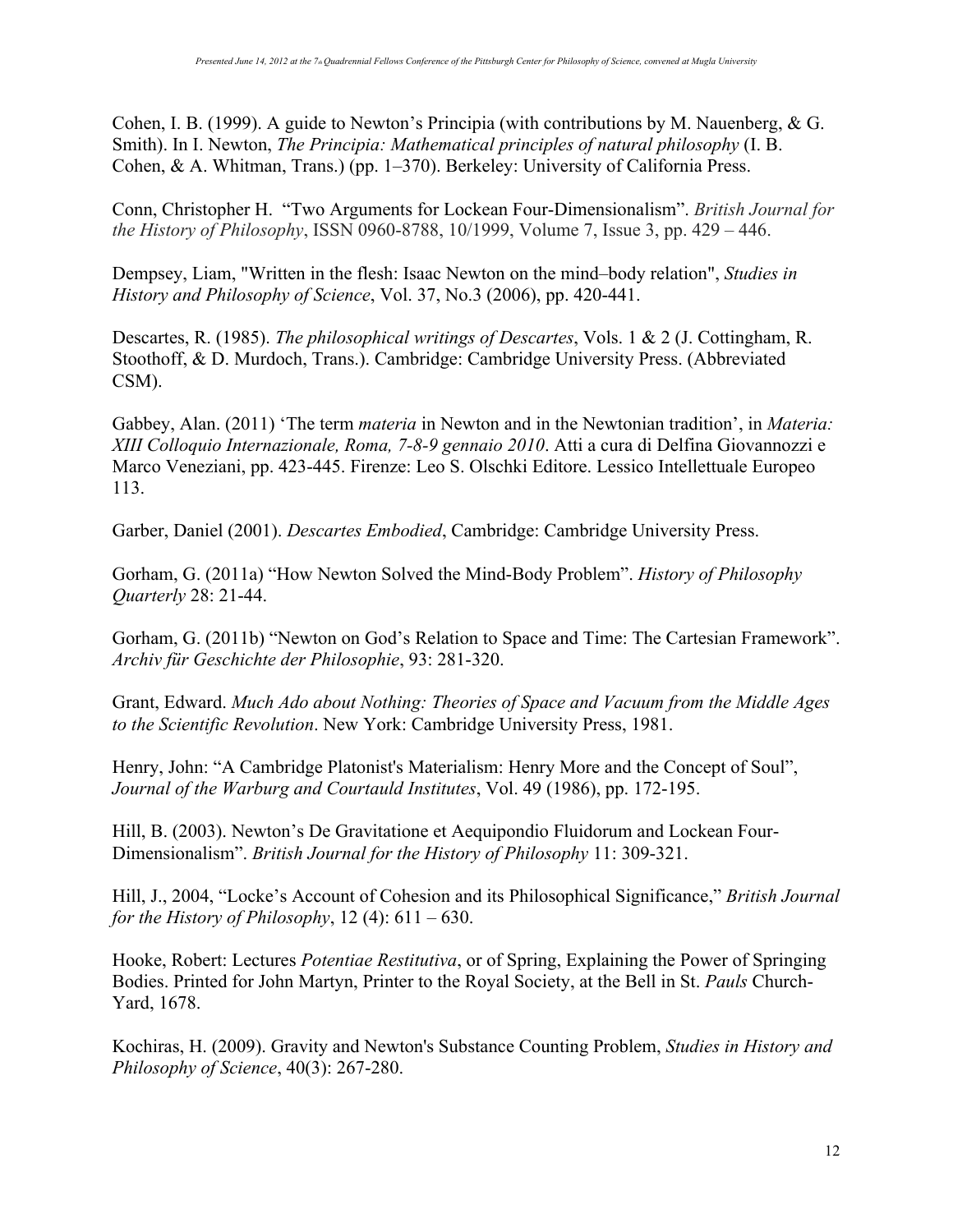Cohen, I. B. (1999). A guide to Newton's Principia (with contributions by M. Nauenberg, & G. Smith). In I. Newton, *The Principia: Mathematical principles of natural philosophy* (I. B. Cohen, & A. Whitman, Trans.) (pp. 1–370). Berkeley: University of California Press.

Conn, Christopher H. "Two Arguments for Lockean Four-Dimensionalism". *British Journal for the History of Philosophy*, ISSN 0960-8788, 10/1999, Volume 7, Issue 3, pp. 429 – 446.

Dempsey, Liam, "Written in the flesh: Isaac Newton on the mind–body relation", *Studies in History and Philosophy of Science*, Vol. 37, No.3 (2006), pp. 420-441.

Descartes, R. (1985). *The philosophical writings of Descartes*, Vols. 1 & 2 (J. Cottingham, R. Stoothoff, & D. Murdoch, Trans.). Cambridge: Cambridge University Press. (Abbreviated CSM).

Gabbey, Alan. (2011) 'The term *materia* in Newton and in the Newtonian tradition', in *Materia: XIII Colloquio Internazionale, Roma, 7-8-9 gennaio 2010*. Atti a cura di Delfina Giovannozzi e Marco Veneziani, pp. 423-445. Firenze: Leo S. Olschki Editore. Lessico Intellettuale Europeo 113.

Garber, Daniel (2001). *Descartes Embodied*, Cambridge: Cambridge University Press.

Gorham, G. (2011a) "How Newton Solved the Mind-Body Problem". *History of Philosophy Quarterly* 28: 21-44.

Gorham, G. (2011b) "Newton on God's Relation to Space and Time: The Cartesian Framework". *Archiv für Geschichte der Philosophie*, 93: 281-320.

Grant, Edward. *Much Ado about Nothing: Theories of Space and Vacuum from the Middle Ages to the Scientific Revolution*. New York: Cambridge University Press, 1981.

Henry, John: "A Cambridge Platonist's Materialism: Henry More and the Concept of Soul", *Journal of the Warburg and Courtauld Institutes*, Vol. 49 (1986), pp. 172-195.

Hill, B. (2003). Newton's De Gravitatione et Aequipondio Fluidorum and Lockean Four-Dimensionalism". *British Journal for the History of Philosophy* 11: 309-321.

Hill, J., 2004, "Locke's Account of Cohesion and its Philosophical Significance," *British Journal for the History of Philosophy*, 12 (4): 611 – 630.

Hooke, Robert: Lectures *Potentiae Restitutiva*, or of Spring, Explaining the Power of Springing Bodies. Printed for John Martyn, Printer to the Royal Society, at the Bell in St. *Pauls* Church-Yard, 1678.

Kochiras, H. (2009). Gravity and Newton's Substance Counting Problem, *Studies in History and Philosophy of Science*, 40(3): 267-280.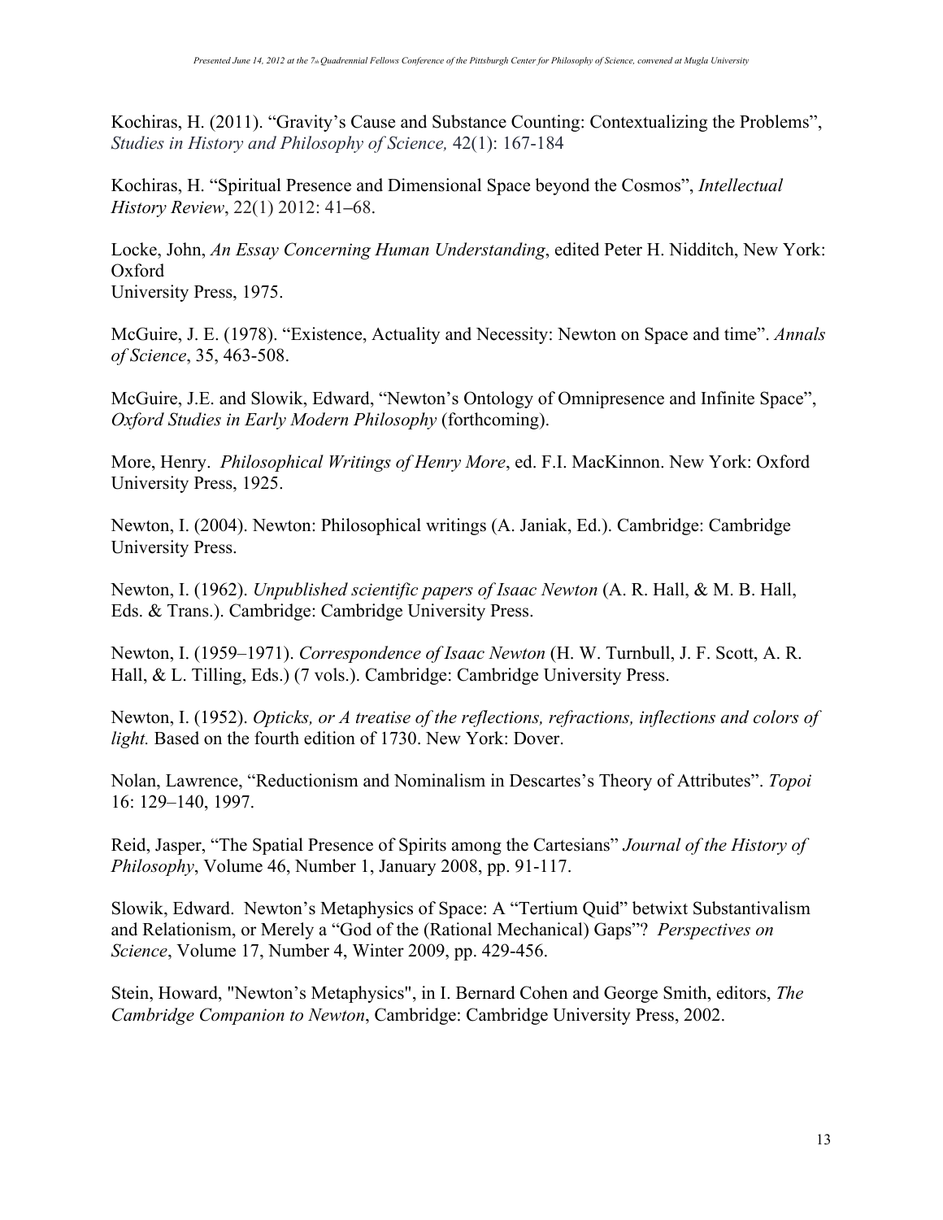Kochiras, H. (2011). “Gravity’s Cause and Substance Counting: Contextualizing the Problems”, *Studies in History and Philosophy of Science,* 42(1): 167-184

Kochiras, H. “Spiritual Presence and Dimensional Space beyond the Cosmos”, *Intellectual History Review*, 22(1) 2012: 41–68.

Locke, John, *An Essay Concerning Human Understanding*, edited Peter H. Nidditch, New York: Oxford
University Press, 1975.

McGuire, J. E. (1978). “Existence, Actuality and Necessity: Newton on Space and time”. *Annals of Science*, 35, 463-508.

McGuire, J.E. and Slowik, Edward, “Newton’s Ontology of Omnipresence and Infinite Space”, *Oxford Studies in Early Modern Philosophy* (forthcoming).

More, Henry. *Philosophical Writings of Henry More*, ed. F.I. MacKinnon. New York: Oxford University Press, 1925.

Newton, I. (2004). Newton: Philosophical writings (A. Janiak, Ed.). Cambridge: Cambridge University Press.

Newton, I. (1962). *Unpublished scientific papers of Isaac Newton* (A. R. Hall, & M. B. Hall, Eds. & Trans.). Cambridge: Cambridge University Press.

Newton, I. (1959–1971). *Correspondence of Isaac Newton* (H. W. Turnbull, J. F. Scott, A. R. Hall, & L. Tilling, Eds.) (7 vols.). Cambridge: Cambridge University Press.

Newton, I. (1952). *Opticks, or A treatise of the reflections, refractions, inflections and colors of light.* Based on the fourth edition of 1730. New York: Dover.

Nolan, Lawrence, “Reductionism and Nominalism in Descartes’s Theory of Attributes”. *Topoi* 16: 129–140, 1997.

Reid, Jasper, “The Spatial Presence of Spirits among the Cartesians” *Journal of the History of Philosophy*, Volume 46, Number 1, January 2008, pp. 91-117.

Slowik, Edward. Newton’s Metaphysics of Space: A “Tertium Quid” betwixt Substantivalism and Relationism, or Merely a “God of the (Rational Mechanical) Gaps”? *Perspectives on Science*, Volume 17, Number 4, Winter 2009, pp. 429-456.

Stein, Howard, "Newton’s Metaphysics", in I. Bernard Cohen and George Smith, editors, *The Cambridge Companion to Newton*, Cambridge: Cambridge University Press, 2002.